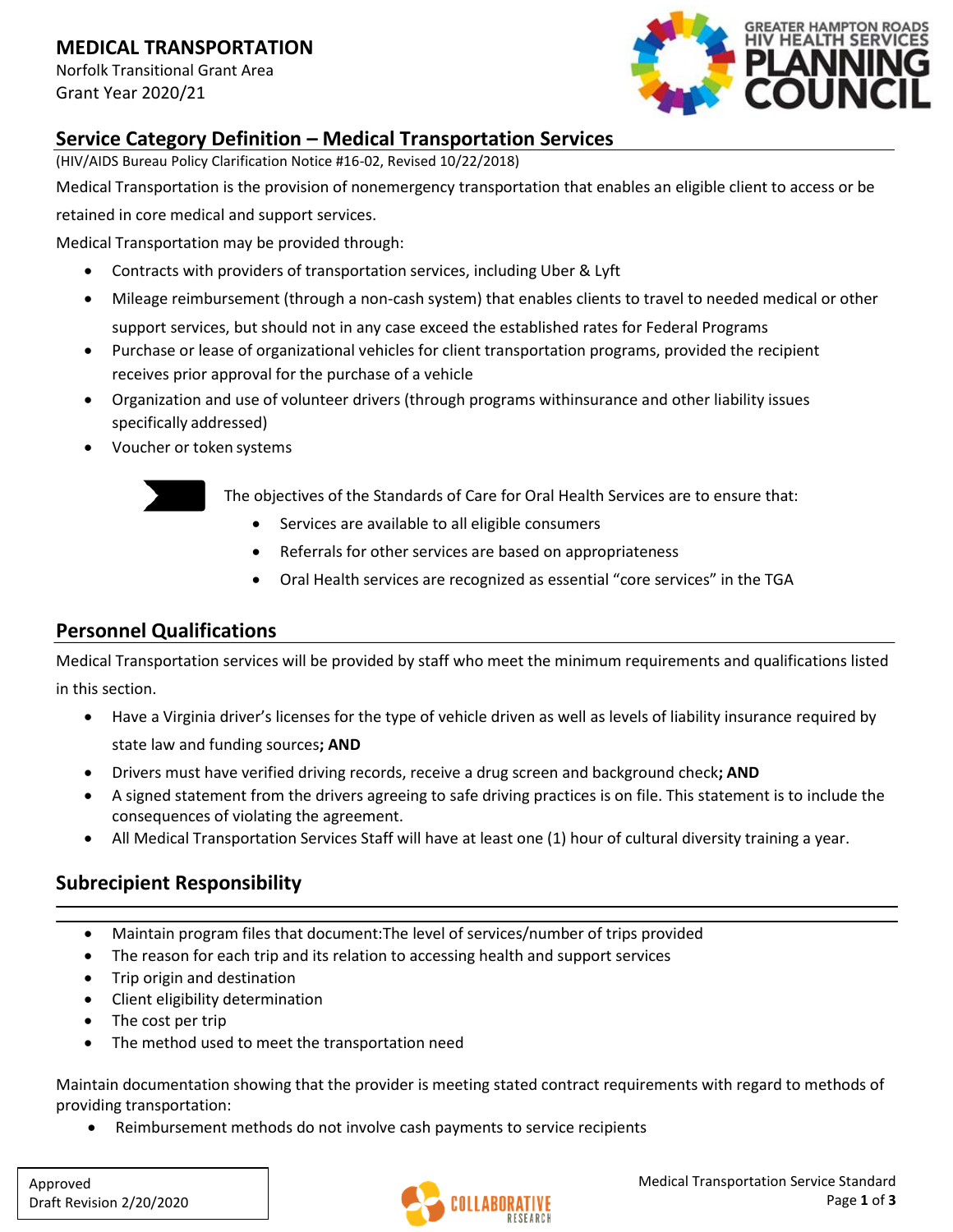# MEDICAL TRANSPORTATION

Norfolk Transitional Grant Area
Grant Year 2020/21

## Service Category Definition – Medical Transportation Services

(HIV/AIDS Bureau Policy Clarification Notice #16-02, Revised 10/22/2018)

Medical Transportation is the provision of nonemergency transportation that enables an eligible client to access or be retained in core medical and support services.

Medical Transportation may be provided through:

- Contracts with providers of transportation services, including Uber & Lyft
- Mileage reimbursement (through a non-cash system) that enables clients to travel to needed medical or other support services, but should not in any case exceed the established rates for Federal Programs
- Purchase or lease of organizational vehicles for client transportation programs, provided the recipient receives prior approval for the purchase of a vehicle
- Organization and use of volunteer drivers (through programs withinsurance and other liability issues specifically addressed)
- Voucher or token systems

The objectives of the Standards of Care for Oral Health Services are to ensure that:

- Services are available to all eligible consumers
- Referrals for other services are based on appropriateness
- Oral Health services are recognized as essential "core services" in the TGA

## Personnel Qualifications

Medical Transportation services will be provided by staff who meet the minimum requirements and qualifications listed in this section.

- Have a Virginia driver's licenses for the type of vehicle driven as well as levels of liability insurance required by state law and funding sources**; AND**
- Drivers must have verified driving records, receive a drug screen and background check**; AND**
- A signed statement from the drivers agreeing to safe driving practices is on file. This statement is to include the consequences of violating the agreement.
- All Medical Transportation Services Staff will have at least one (1) hour of cultural diversity training a year.

## Subrecipient Responsibility

- Maintain program files that document:The level of services/number of trips provided
- The reason for each trip and its relation to accessing health and support services
- Trip origin and destination
- Client eligibility determination
- The cost per trip
- The method used to meet the transportation need

Maintain documentation showing that the provider is meeting stated contract requirements with regard to methods of providing transportation:

- Reimbursement methods do not involve cash payments to service recipients

Approved
Draft Revision 2/20/2020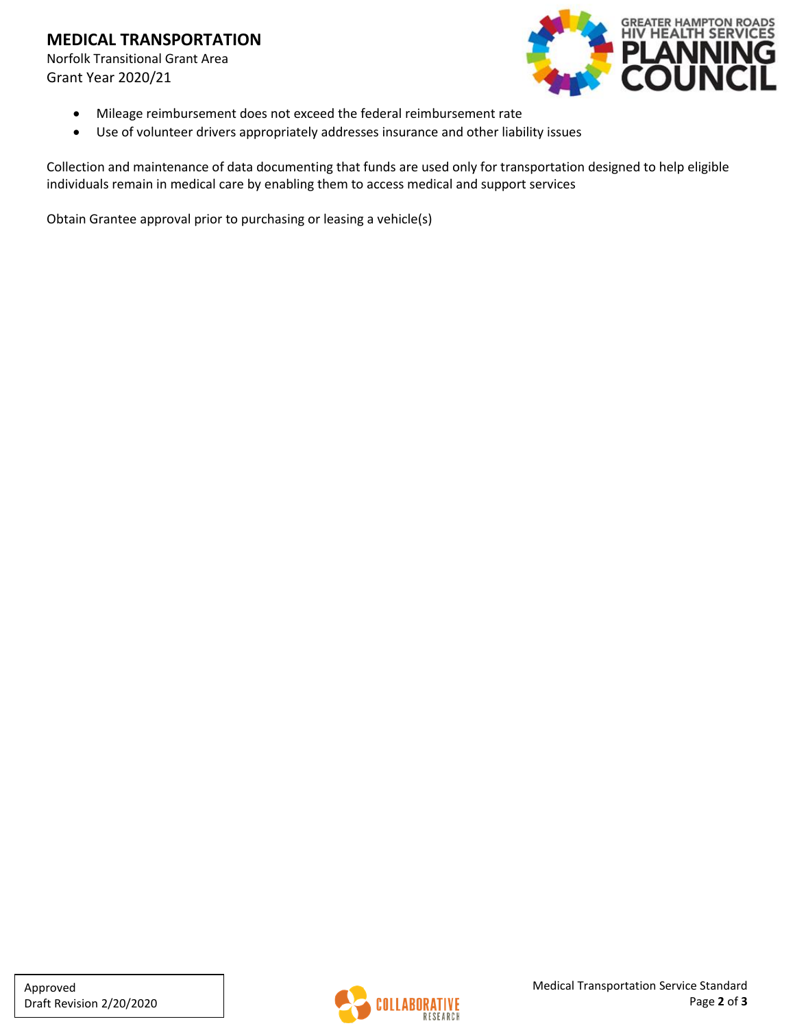- Mileage reimbursement does not exceed the federal reimbursement rate
- Use of volunteer drivers appropriately addresses insurance and other liability issues

Collection and maintenance of data documenting that funds are used only for transportation designed to help eligible individuals remain in medical care by enabling them to access medical and support services

Obtain Grantee approval prior to purchasing or leasing a vehicle(s)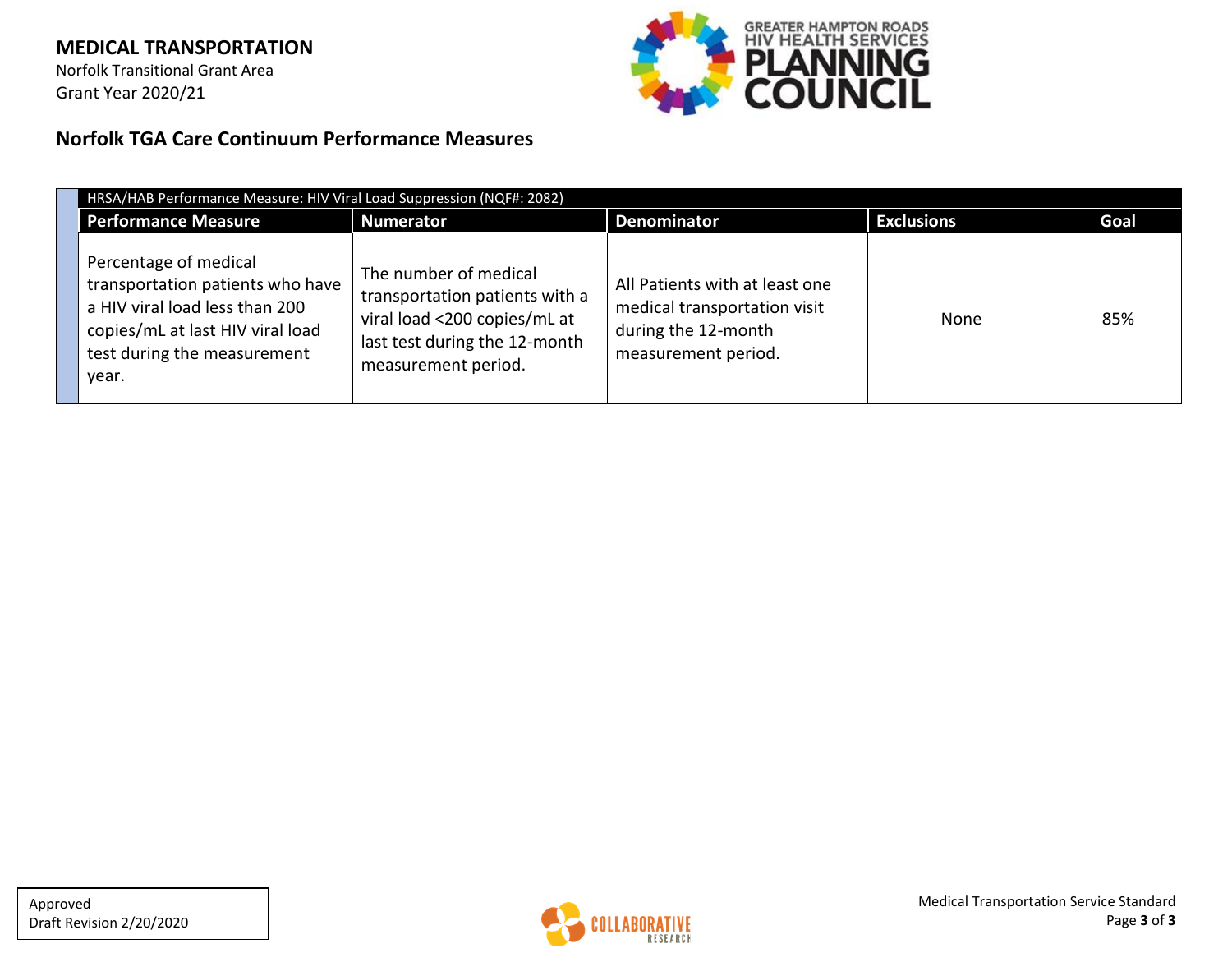## Norfolk TGA Care Continuum Performance Measures

HRSA/HAB Performance Measure: HIV Viral Load Suppression (NQF#: 2082)

| Performance Measure | Numerator | Denominator | Exclusions | Goal |
|---|---|---|---|---|
| Percentage of medical transportation patients who have a HIV viral load less than 200 copies/mL at last HIV viral load test during the measurement year. | The number of medical transportation patients with a viral load <200 copies/mL at last test during the 12-month measurement period. | All Patients with at least one medical transportation visit during the 12-month measurement period. | None | 85% |

Approved
Draft Revision 2/20/2020